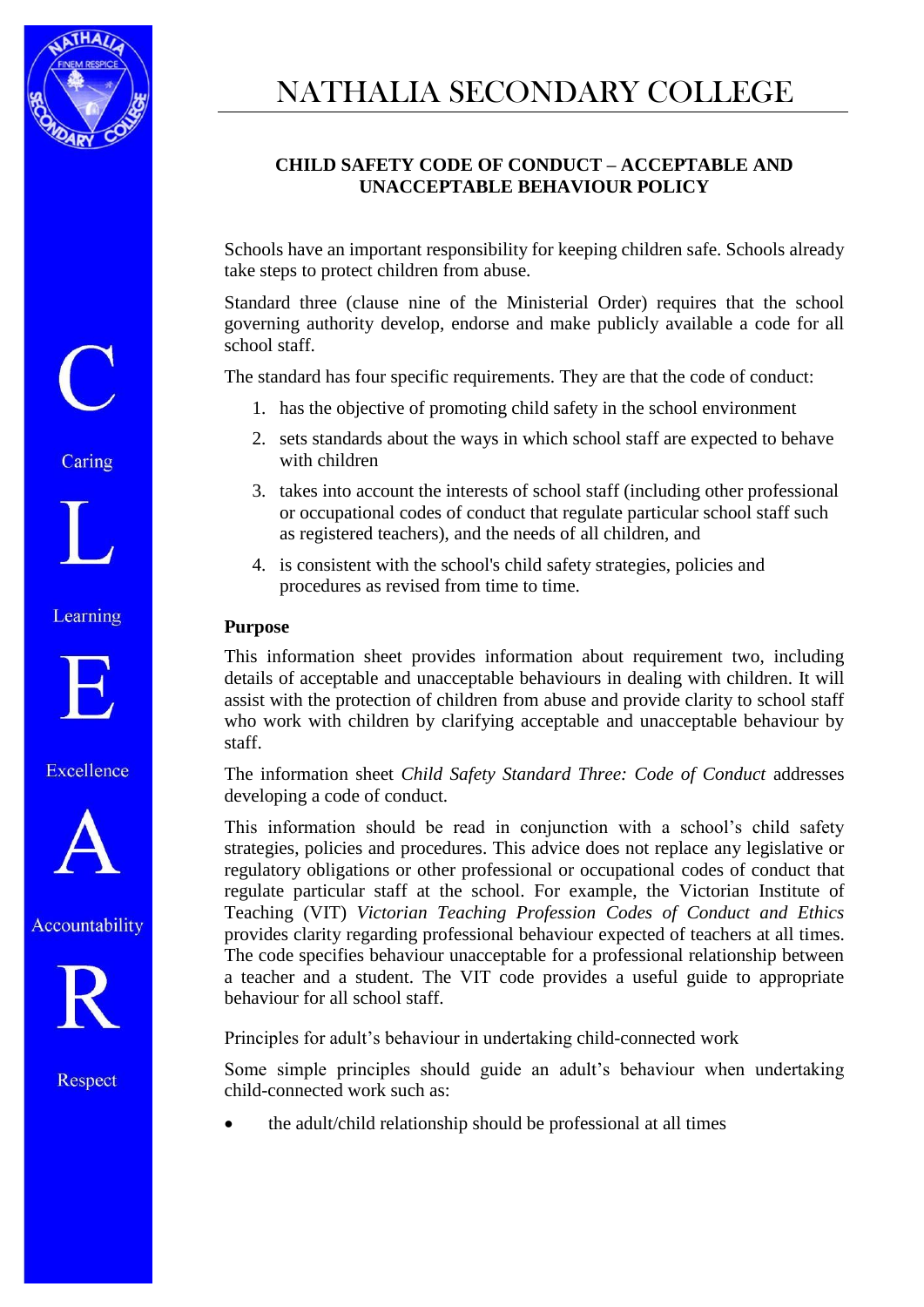# NATHALIA SECONDARY COLLEGE

## CHILD SAFETY CODE OF CONDUCT – ACCEPTABLE AND UNACCEPTABLE BEHAVIOUR POLICY

Schools have an important responsibility for keeping children safe. Schools already take steps to protect children from abuse.

Standard three (clause nine of the Ministerial Order) requires that the school governing authority develop, endorse and make publicly available a code for all school staff.

The standard has four specific requirements. They are that the code of conduct:

1. has the objective of promoting child safety in the school environment
2. sets standards about the ways in which school staff are expected to behave with children
3. takes into account the interests of school staff (including other professional or occupational codes of conduct that regulate particular school staff such as registered teachers), and the needs of all children, and
4. is consistent with the school's child safety strategies, policies and procedures as revised from time to time.

**Purpose**

This information sheet provides information about requirement two, including details of acceptable and unacceptable behaviours in dealing with children. It will assist with the protection of children from abuse and provide clarity to school staff who work with children by clarifying acceptable and unacceptable behaviour by staff.

The information sheet *Child Safety Standard Three: Code of Conduct* addresses developing a code of conduct.

This information should be read in conjunction with a school's child safety strategies, policies and procedures. This advice does not replace any legislative or regulatory obligations or other professional or occupational codes of conduct that regulate particular staff at the school. For example, the Victorian Institute of Teaching (VIT) *Victorian Teaching Profession Codes of Conduct and Ethics* provides clarity regarding professional behaviour expected of teachers at all times. The code specifies behaviour unacceptable for a professional relationship between a teacher and a student. The VIT code provides a useful guide to appropriate behaviour for all school staff.

Principles for adult's behaviour in undertaking child-connected work

Some simple principles should guide an adult's behaviour when undertaking child-connected work such as:

- the adult/child relationship should be professional at all times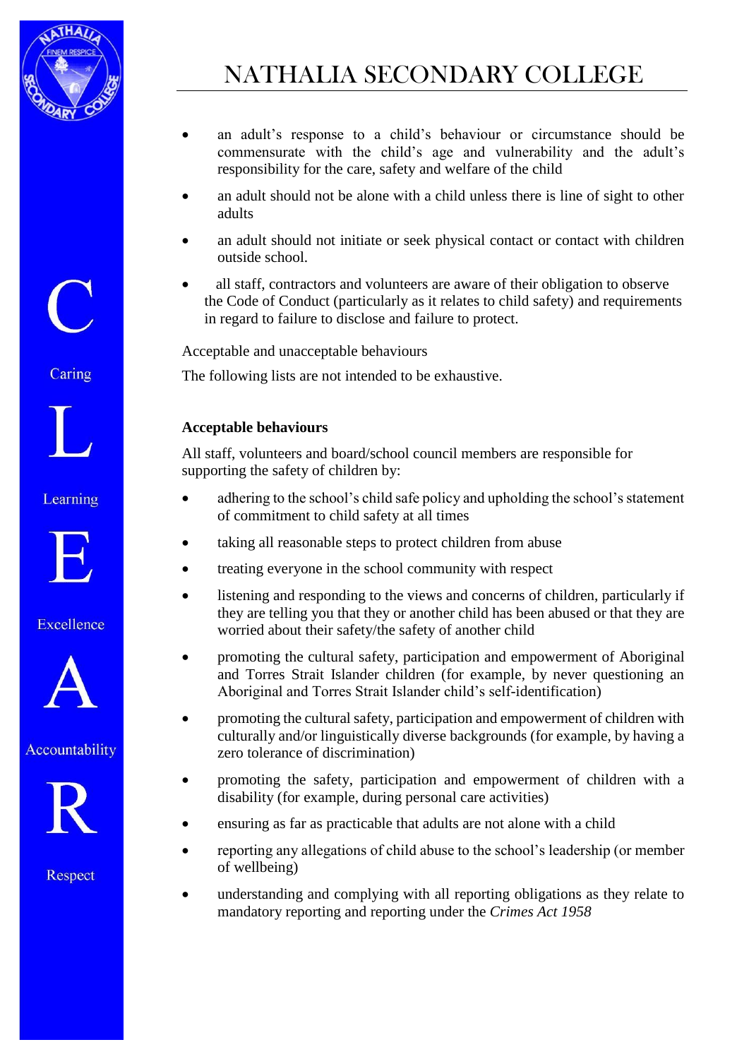- an adult's response to a child's behaviour or circumstance should be commensurate with the child's age and vulnerability and the adult's responsibility for the care, safety and welfare of the child
- an adult should not be alone with a child unless there is line of sight to other adults
- an adult should not initiate or seek physical contact or contact with children outside school.
- all staff, contractors and volunteers are aware of their obligation to observe the Code of Conduct (particularly as it relates to child safety) and requirements in regard to failure to disclose and failure to protect.

Acceptable and unacceptable behaviours

The following lists are not intended to be exhaustive.

**Acceptable behaviours**

All staff, volunteers and board/school council members are responsible for supporting the safety of children by:

- adhering to the school's child safe policy and upholding the school's statement of commitment to child safety at all times
- taking all reasonable steps to protect children from abuse
- treating everyone in the school community with respect
- listening and responding to the views and concerns of children, particularly if they are telling you that they or another child has been abused or that they are worried about their safety/the safety of another child
- promoting the cultural safety, participation and empowerment of Aboriginal and Torres Strait Islander children (for example, by never questioning an Aboriginal and Torres Strait Islander child's self-identification)
- promoting the cultural safety, participation and empowerment of children with culturally and/or linguistically diverse backgrounds (for example, by having a zero tolerance of discrimination)
- promoting the safety, participation and empowerment of children with a disability (for example, during personal care activities)
- ensuring as far as practicable that adults are not alone with a child
- reporting any allegations of child abuse to the school's leadership (or member of wellbeing)
- understanding and complying with all reporting obligations as they relate to mandatory reporting and reporting under the *Crimes Act 1958*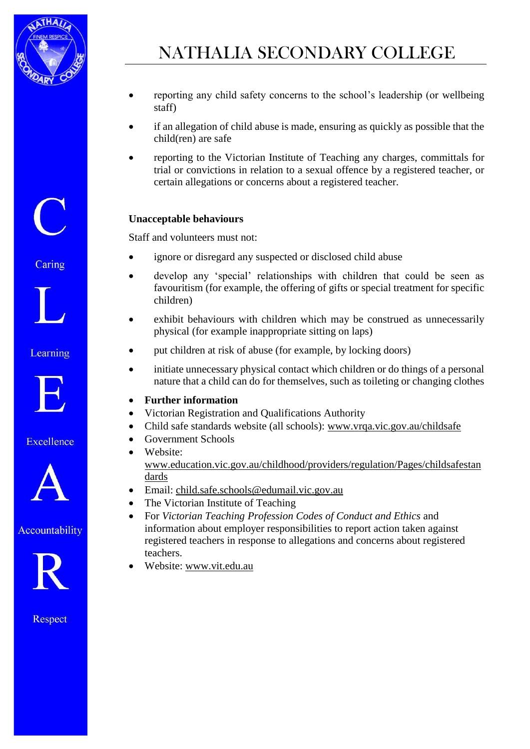- reporting any child safety concerns to the school's leadership (or wellbeing staff)
- if an allegation of child abuse is made, ensuring as quickly as possible that the child(ren) are safe
- reporting to the Victorian Institute of Teaching any charges, committals for trial or convictions in relation to a sexual offence by a registered teacher, or certain allegations or concerns about a registered teacher.

**Unacceptable behaviours**

Staff and volunteers must not:

- ignore or disregard any suspected or disclosed child abuse
- develop any 'special' relationships with children that could be seen as favouritism (for example, the offering of gifts or special treatment for specific children)
- exhibit behaviours with children which may be construed as unnecessarily physical (for example inappropriate sitting on laps)
- put children at risk of abuse (for example, by locking doors)
- initiate unnecessary physical contact which children or do things of a personal nature that a child can do for themselves, such as toileting or changing clothes

- **Further information**
- Victorian Registration and Qualifications Authority
- Child safe standards website (all schools): www.vrqa.vic.gov.au/childsafe
- Government Schools
- Website: www.education.vic.gov.au/childhood/providers/regulation/Pages/childsafestandards
- Email: child.safe.schools@edumail.vic.gov.au
- The Victorian Institute of Teaching
- For *Victorian Teaching Profession Codes of Conduct and Ethics* and information about employer responsibilities to report action taken against registered teachers in response to allegations and concerns about registered teachers.
- Website: www.vit.edu.au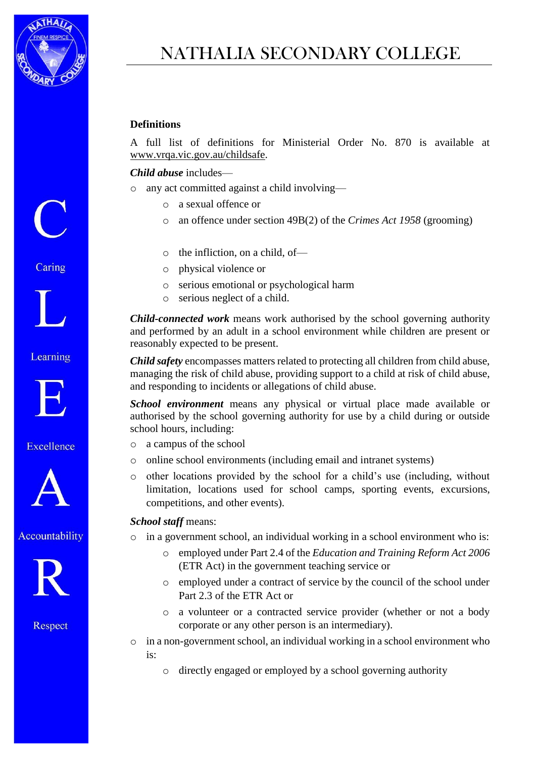# NATHALIA SECONDARY COLLEGE

**Definitions**

A full list of definitions for Ministerial Order No. 870 is available at www.vrqa.vic.gov.au/childsafe.

***Child abuse*** includes—

- any act committed against a child involving—
  - a sexual offence or
  - an offence under section 49B(2) of the *Crimes Act 1958* (grooming)
  - the infliction, on a child, of—
  - physical violence or
  - serious emotional or psychological harm
  - serious neglect of a child.

***Child-connected work*** means work authorised by the school governing authority and performed by an adult in a school environment while children are present or reasonably expected to be present.

***Child safety*** encompasses matters related to protecting all children from child abuse, managing the risk of child abuse, providing support to a child at risk of child abuse, and responding to incidents or allegations of child abuse.

***School environment*** means any physical or virtual place made available or authorised by the school governing authority for use by a child during or outside school hours, including:

- a campus of the school
- online school environments (including email and intranet systems)
- other locations provided by the school for a child's use (including, without limitation, locations used for school camps, sporting events, excursions, competitions, and other events).

***School staff*** means:

- in a government school, an individual working in a school environment who is:
  - employed under Part 2.4 of the *Education and Training Reform Act 2006* (ETR Act) in the government teaching service or
  - employed under a contract of service by the council of the school under Part 2.3 of the ETR Act or
  - a volunteer or a contracted service provider (whether or not a body corporate or any other person is an intermediary).
- in a non-government school, an individual working in a school environment who is:
  - directly engaged or employed by a school governing authority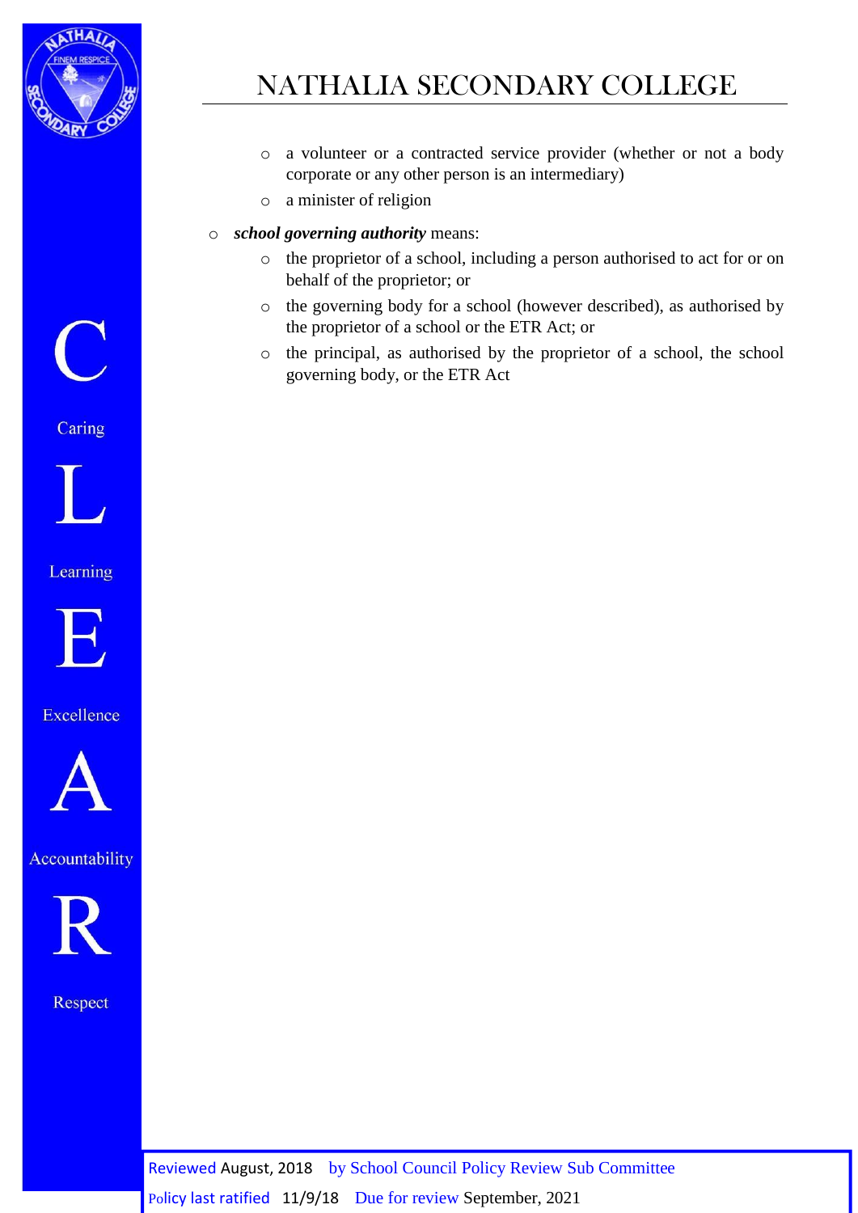- a volunteer or a contracted service provider (whether or not a body corporate or any other person is an intermediary)
  - a minister of religion
- ***school governing authority*** means:
  - the proprietor of a school, including a person authorised to act for or on behalf of the proprietor; or
  - the governing body for a school (however described), as authorised by the proprietor of a school or the ETR Act; or
  - the principal, as authorised by the proprietor of a school, the school governing body, or the ETR Act